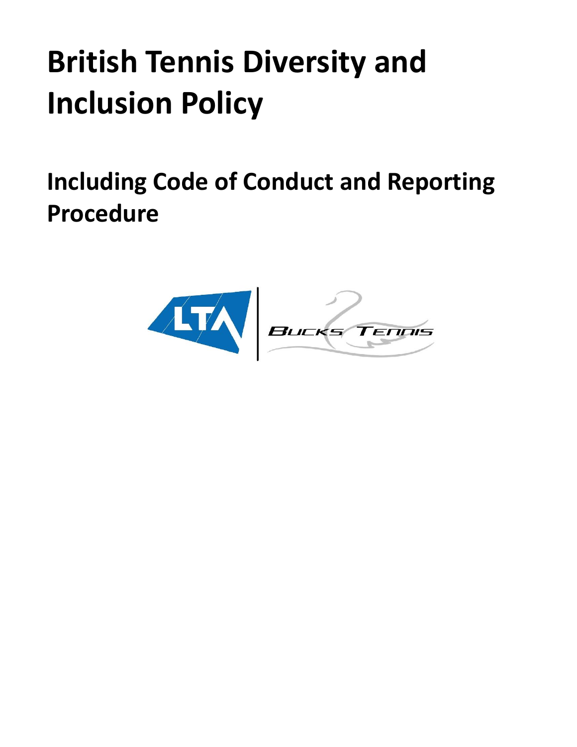# British Tennis Diversity and Inclusion Policy

## Including Code of Conduct and Reporting Procedure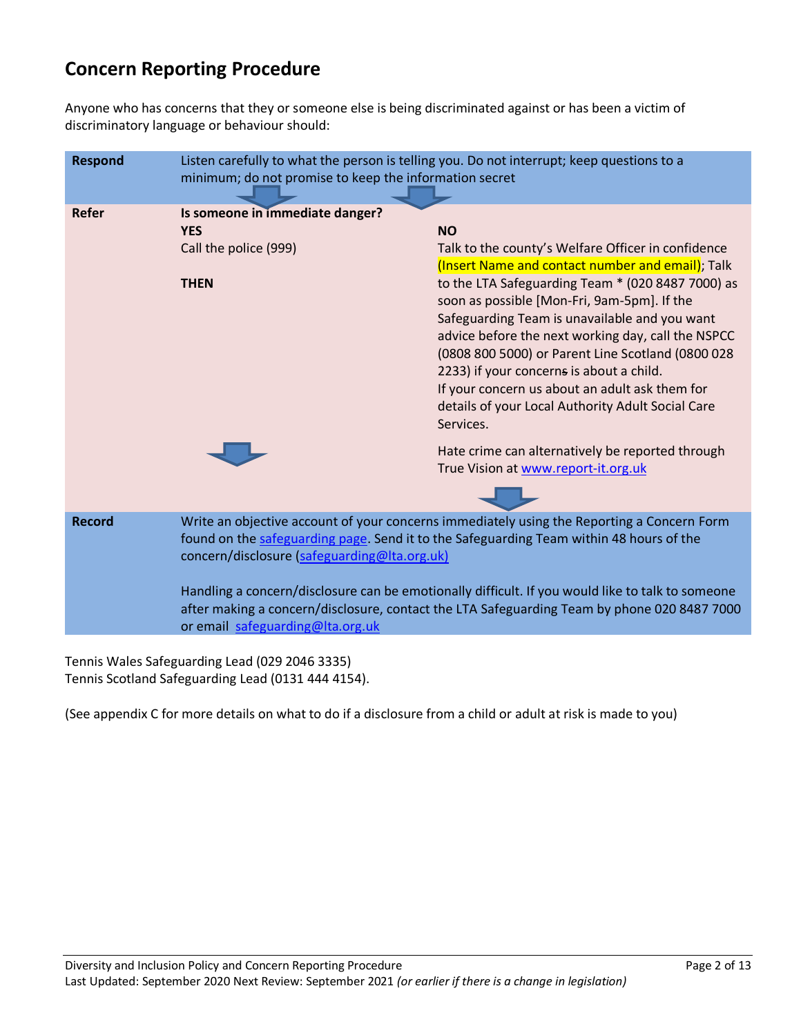## Concern Reporting Procedure

Anyone who has concerns that they or someone else is being discriminated against or has been a victim of discriminatory language or behaviour should:

| | | |
|---|---|---|
| **Respond** | Listen carefully to what the person is telling you. Do not interrupt; keep questions to a minimum; do not promise to keep the information secret | |
| **Refer** | **Is someone in immediate danger?**<br>**YES**<br>Call the police (999)<br><br>**THEN** | **NO**<br>Talk to the county's Welfare Officer in confidence (Insert Name and contact number and email); Talk to the LTA Safeguarding Team * (020 8487 7000) as soon as possible [Mon-Fri, 9am-5pm]. If the Safeguarding Team is unavailable and you want advice before the next working day, call the NSPCC (0808 800 5000) or Parent Line Scotland (0800 028 2233) if your concerns is about a child.<br>If your concern us about an adult ask them for details of your Local Authority Adult Social Care Services.<br><br>Hate crime can alternatively be reported through True Vision at www.report-it.org.uk |
| **Record** | Write an objective account of your concerns immediately using the Reporting a Concern Form found on the safeguarding page. Send it to the Safeguarding Team within 48 hours of the concern/disclosure (safeguarding@lta.org.uk)<br><br>Handling a concern/disclosure can be emotionally difficult. If you would like to talk to someone after making a concern/disclosure, contact the LTA Safeguarding Team by phone 020 8487 7000 or email safeguarding@lta.org.uk | |

Tennis Wales Safeguarding Lead (029 2046 3335)
Tennis Scotland Safeguarding Lead (0131 444 4154).

(See appendix C for more details on what to do if a disclosure from a child or adult at risk is made to you)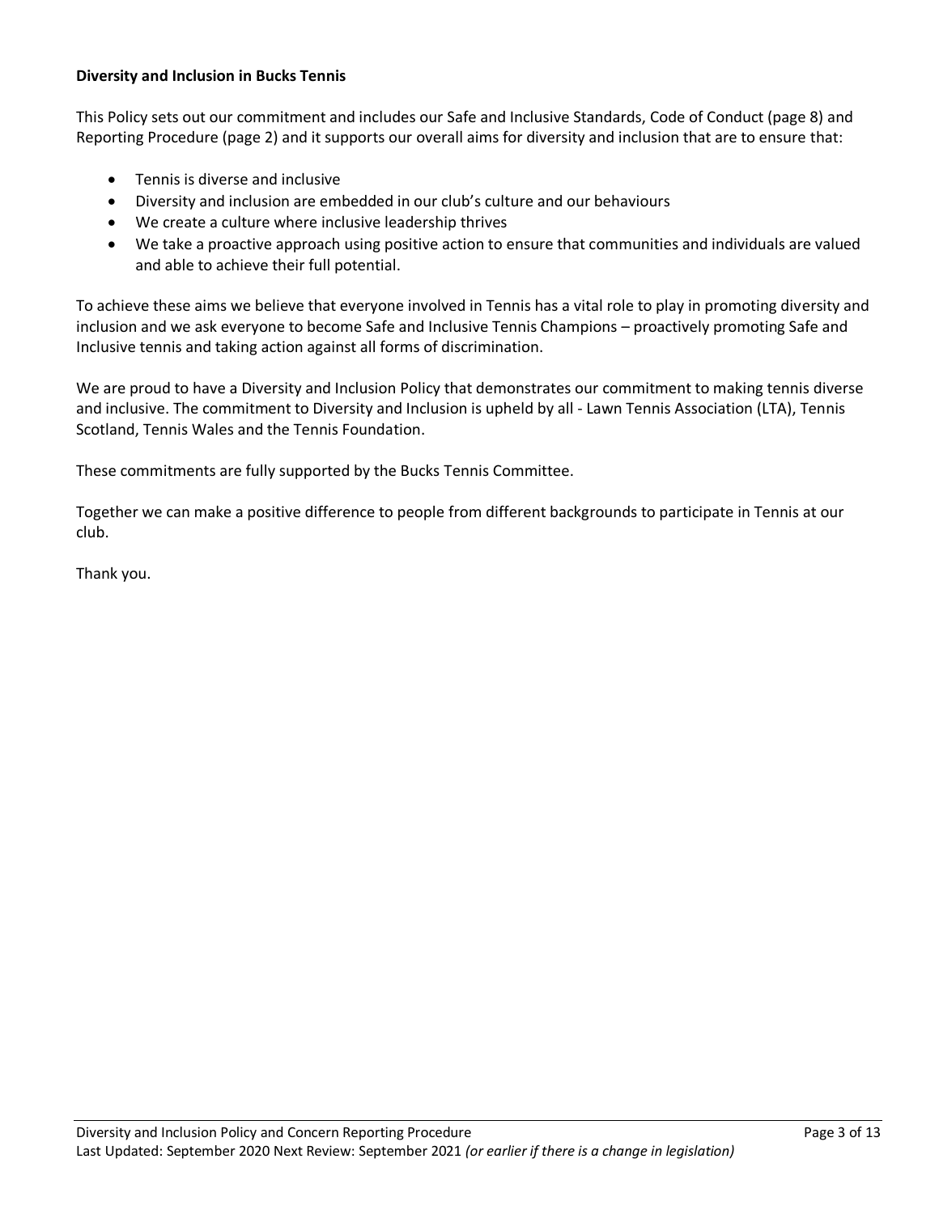**Diversity and Inclusion in Bucks Tennis**

This Policy sets out our commitment and includes our Safe and Inclusive Standards, Code of Conduct (page 8) and Reporting Procedure (page 2) and it supports our overall aims for diversity and inclusion that are to ensure that:

- Tennis is diverse and inclusive
- Diversity and inclusion are embedded in our club's culture and our behaviours
- We create a culture where inclusive leadership thrives
- We take a proactive approach using positive action to ensure that communities and individuals are valued and able to achieve their full potential.

To achieve these aims we believe that everyone involved in Tennis has a vital role to play in promoting diversity and inclusion and we ask everyone to become Safe and Inclusive Tennis Champions – proactively promoting Safe and Inclusive tennis and taking action against all forms of discrimination.

We are proud to have a Diversity and Inclusion Policy that demonstrates our commitment to making tennis diverse and inclusive. The commitment to Diversity and Inclusion is upheld by all - Lawn Tennis Association (LTA), Tennis Scotland, Tennis Wales and the Tennis Foundation.

These commitments are fully supported by the Bucks Tennis Committee.

Together we can make a positive difference to people from different backgrounds to participate in Tennis at our club.

Thank you.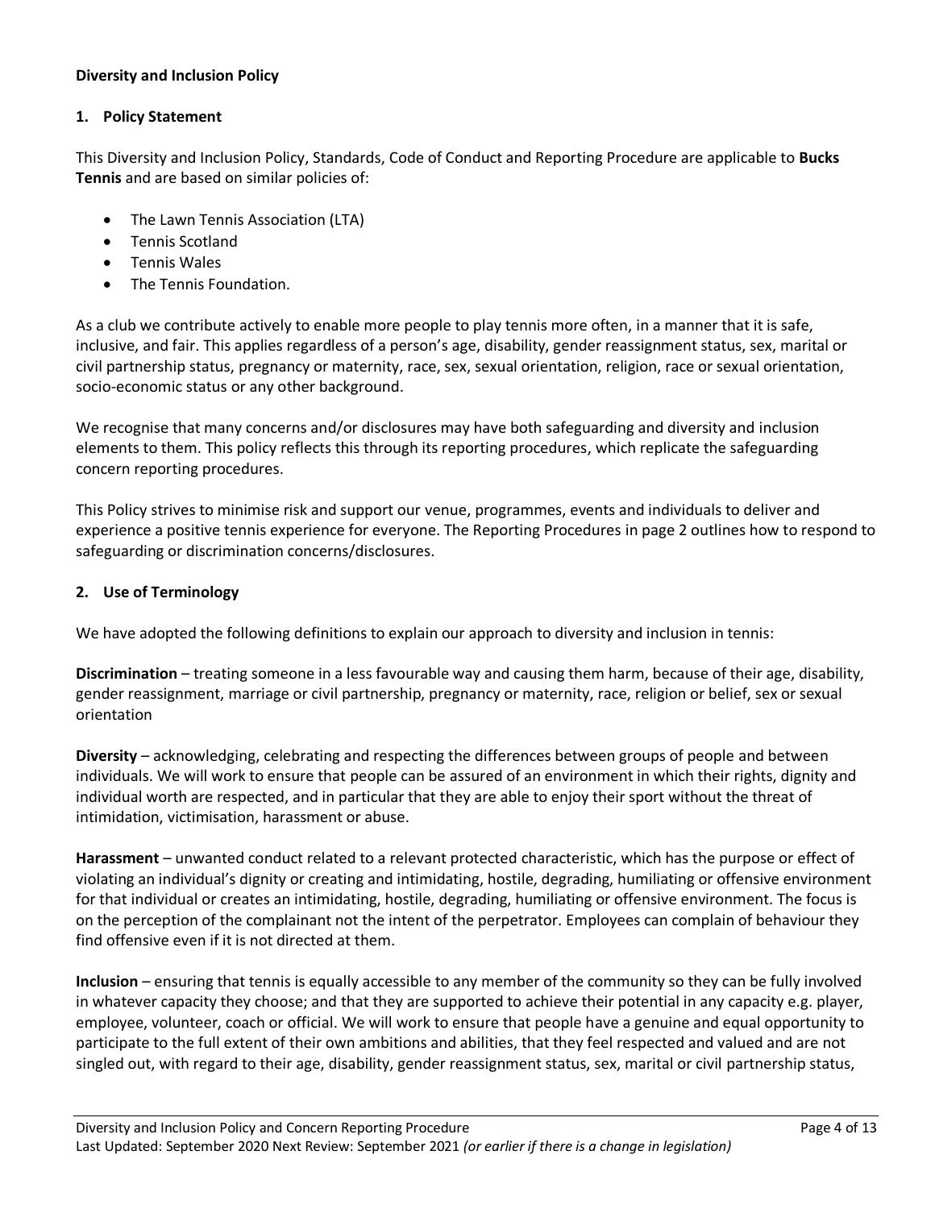**Diversity and Inclusion Policy**

## 1. Policy Statement

This Diversity and Inclusion Policy, Standards, Code of Conduct and Reporting Procedure are applicable to **Bucks Tennis** and are based on similar policies of:

- The Lawn Tennis Association (LTA)
- Tennis Scotland
- Tennis Wales
- The Tennis Foundation.

As a club we contribute actively to enable more people to play tennis more often, in a manner that it is safe, inclusive, and fair. This applies regardless of a person's age, disability, gender reassignment status, sex, marital or civil partnership status, pregnancy or maternity, race, sex, sexual orientation, religion, race or sexual orientation, socio-economic status or any other background.

We recognise that many concerns and/or disclosures may have both safeguarding and diversity and inclusion elements to them. This policy reflects this through its reporting procedures, which replicate the safeguarding concern reporting procedures.

This Policy strives to minimise risk and support our venue, programmes, events and individuals to deliver and experience a positive tennis experience for everyone. The Reporting Procedures in page 2 outlines how to respond to safeguarding or discrimination concerns/disclosures.

## 2. Use of Terminology

We have adopted the following definitions to explain our approach to diversity and inclusion in tennis:

**Discrimination** – treating someone in a less favourable way and causing them harm, because of their age, disability, gender reassignment, marriage or civil partnership, pregnancy or maternity, race, religion or belief, sex or sexual orientation

**Diversity** – acknowledging, celebrating and respecting the differences between groups of people and between individuals. We will work to ensure that people can be assured of an environment in which their rights, dignity and individual worth are respected, and in particular that they are able to enjoy their sport without the threat of intimidation, victimisation, harassment or abuse.

**Harassment** – unwanted conduct related to a relevant protected characteristic, which has the purpose or effect of violating an individual's dignity or creating and intimidating, hostile, degrading, humiliating or offensive environment for that individual or creates an intimidating, hostile, degrading, humiliating or offensive environment. The focus is on the perception of the complainant not the intent of the perpetrator. Employees can complain of behaviour they find offensive even if it is not directed at them.

**Inclusion** – ensuring that tennis is equally accessible to any member of the community so they can be fully involved in whatever capacity they choose; and that they are supported to achieve their potential in any capacity e.g. player, employee, volunteer, coach or official. We will work to ensure that people have a genuine and equal opportunity to participate to the full extent of their own ambitions and abilities, that they feel respected and valued and are not singled out, with regard to their age, disability, gender reassignment status, sex, marital or civil partnership status,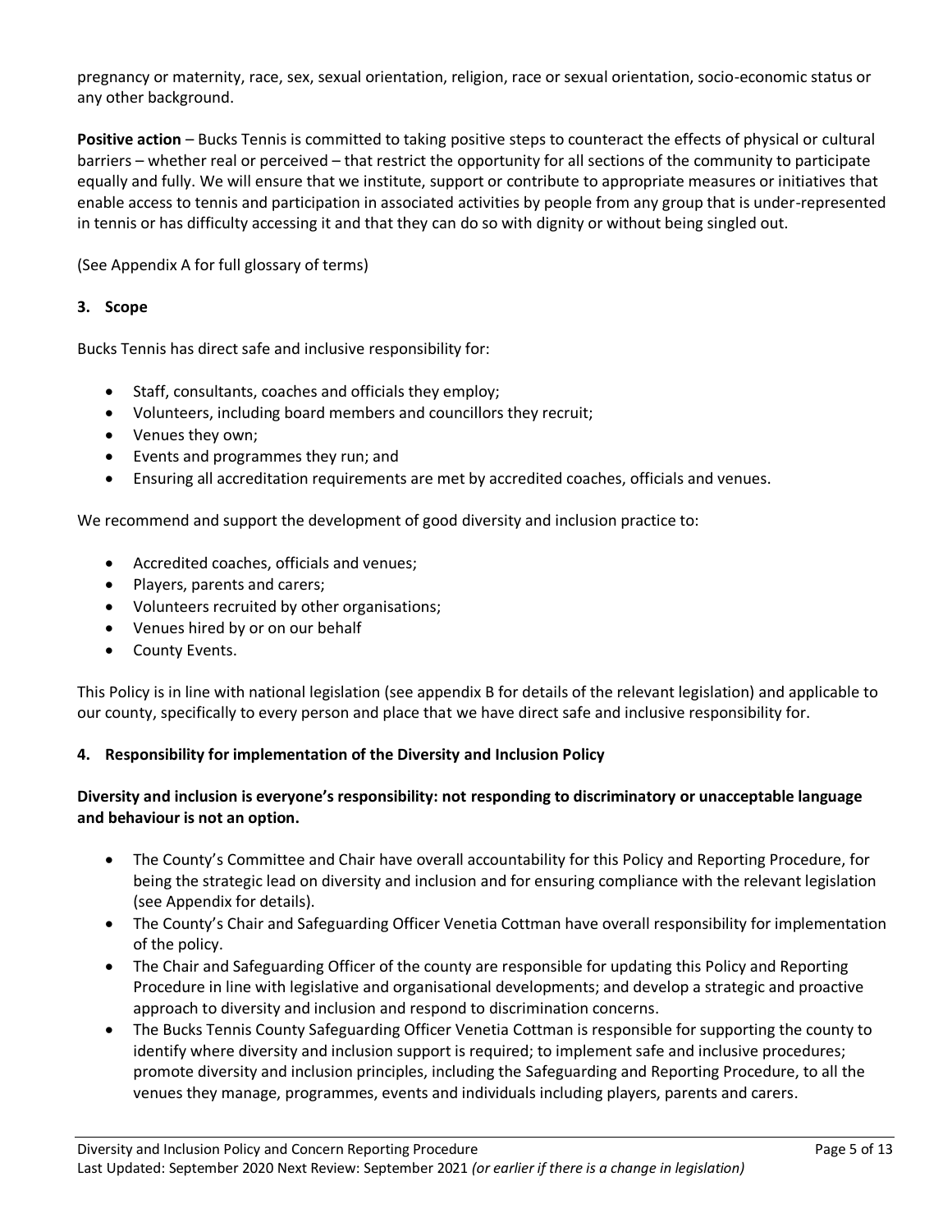pregnancy or maternity, race, sex, sexual orientation, religion, race or sexual orientation, socio-economic status or any other background.

**Positive action** – Bucks Tennis is committed to taking positive steps to counteract the effects of physical or cultural barriers – whether real or perceived – that restrict the opportunity for all sections of the community to participate equally and fully. We will ensure that we institute, support or contribute to appropriate measures or initiatives that enable access to tennis and participation in associated activities by people from any group that is under-represented in tennis or has difficulty accessing it and that they can do so with dignity or without being singled out.

(See Appendix A for full glossary of terms)

## 3. Scope

Bucks Tennis has direct safe and inclusive responsibility for:

- Staff, consultants, coaches and officials they employ;
- Volunteers, including board members and councillors they recruit;
- Venues they own;
- Events and programmes they run; and
- Ensuring all accreditation requirements are met by accredited coaches, officials and venues.

We recommend and support the development of good diversity and inclusion practice to:

- Accredited coaches, officials and venues;
- Players, parents and carers;
- Volunteers recruited by other organisations;
- Venues hired by or on our behalf
- County Events.

This Policy is in line with national legislation (see appendix B for details of the relevant legislation) and applicable to our county, specifically to every person and place that we have direct safe and inclusive responsibility for.

## 4. Responsibility for implementation of the Diversity and Inclusion Policy

**Diversity and inclusion is everyone's responsibility: not responding to discriminatory or unacceptable language and behaviour is not an option.**

- The County's Committee and Chair have overall accountability for this Policy and Reporting Procedure, for being the strategic lead on diversity and inclusion and for ensuring compliance with the relevant legislation (see Appendix for details).
- The County's Chair and Safeguarding Officer Venetia Cottman have overall responsibility for implementation of the policy.
- The Chair and Safeguarding Officer of the county are responsible for updating this Policy and Reporting Procedure in line with legislative and organisational developments; and develop a strategic and proactive approach to diversity and inclusion and respond to discrimination concerns.
- The Bucks Tennis County Safeguarding Officer Venetia Cottman is responsible for supporting the county to identify where diversity and inclusion support is required; to implement safe and inclusive procedures; promote diversity and inclusion principles, including the Safeguarding and Reporting Procedure, to all the venues they manage, programmes, events and individuals including players, parents and carers.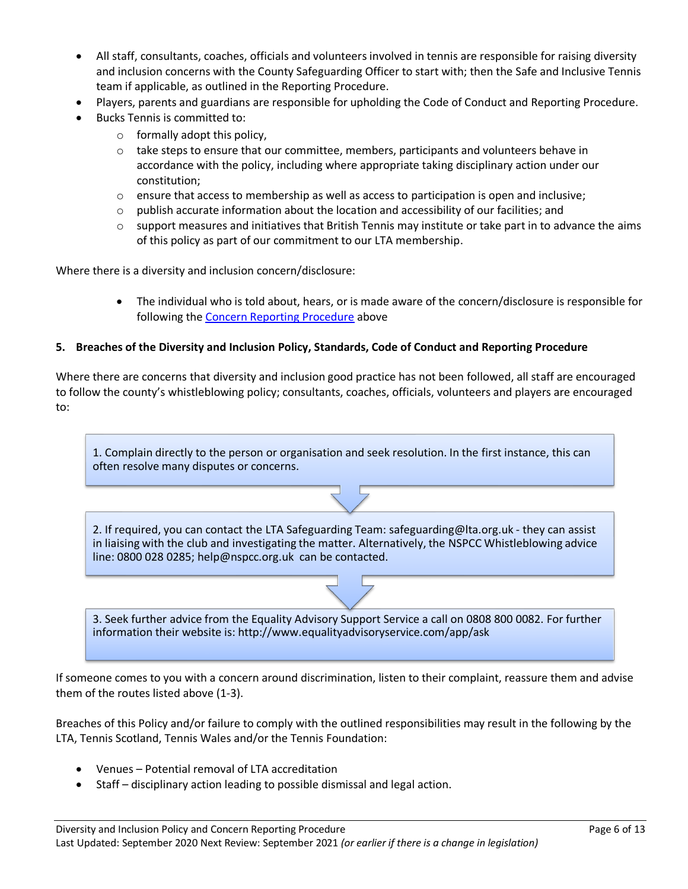- All staff, consultants, coaches, officials and volunteers involved in tennis are responsible for raising diversity and inclusion concerns with the County Safeguarding Officer to start with; then the Safe and Inclusive Tennis team if applicable, as outlined in the Reporting Procedure.
- Players, parents and guardians are responsible for upholding the Code of Conduct and Reporting Procedure.
- Bucks Tennis is committed to:
  - formally adopt this policy,
  - take steps to ensure that our committee, members, participants and volunteers behave in accordance with the policy, including where appropriate taking disciplinary action under our constitution;
  - ensure that access to membership as well as access to participation is open and inclusive;
  - publish accurate information about the location and accessibility of our facilities; and
  - support measures and initiatives that British Tennis may institute or take part in to advance the aims of this policy as part of our commitment to our LTA membership.

Where there is a diversity and inclusion concern/disclosure:

- The individual who is told about, hears, or is made aware of the concern/disclosure is responsible for following the Concern Reporting Procedure above

## 5. Breaches of the Diversity and Inclusion Policy, Standards, Code of Conduct and Reporting Procedure

Where there are concerns that diversity and inclusion good practice has not been followed, all staff are encouraged to follow the county's whistleblowing policy; consultants, coaches, officials, volunteers and players are encouraged to:

1. Complain directly to the person or organisation and seek resolution. In the first instance, this can often resolve many disputes or concerns.

2. If required, you can contact the LTA Safeguarding Team: safeguarding@lta.org.uk - they can assist in liaising with the club and investigating the matter. Alternatively, the NSPCC Whistleblowing advice line: 0800 028 0285; help@nspcc.org.uk can be contacted.

3. Seek further advice from the Equality Advisory Support Service a call on 0808 800 0082. For further information their website is: http://www.equalityadvisoryservice.com/app/ask

If someone comes to you with a concern around discrimination, listen to their complaint, reassure them and advise them of the routes listed above (1-3).

Breaches of this Policy and/or failure to comply with the outlined responsibilities may result in the following by the LTA, Tennis Scotland, Tennis Wales and/or the Tennis Foundation:

- Venues – Potential removal of LTA accreditation
- Staff – disciplinary action leading to possible dismissal and legal action.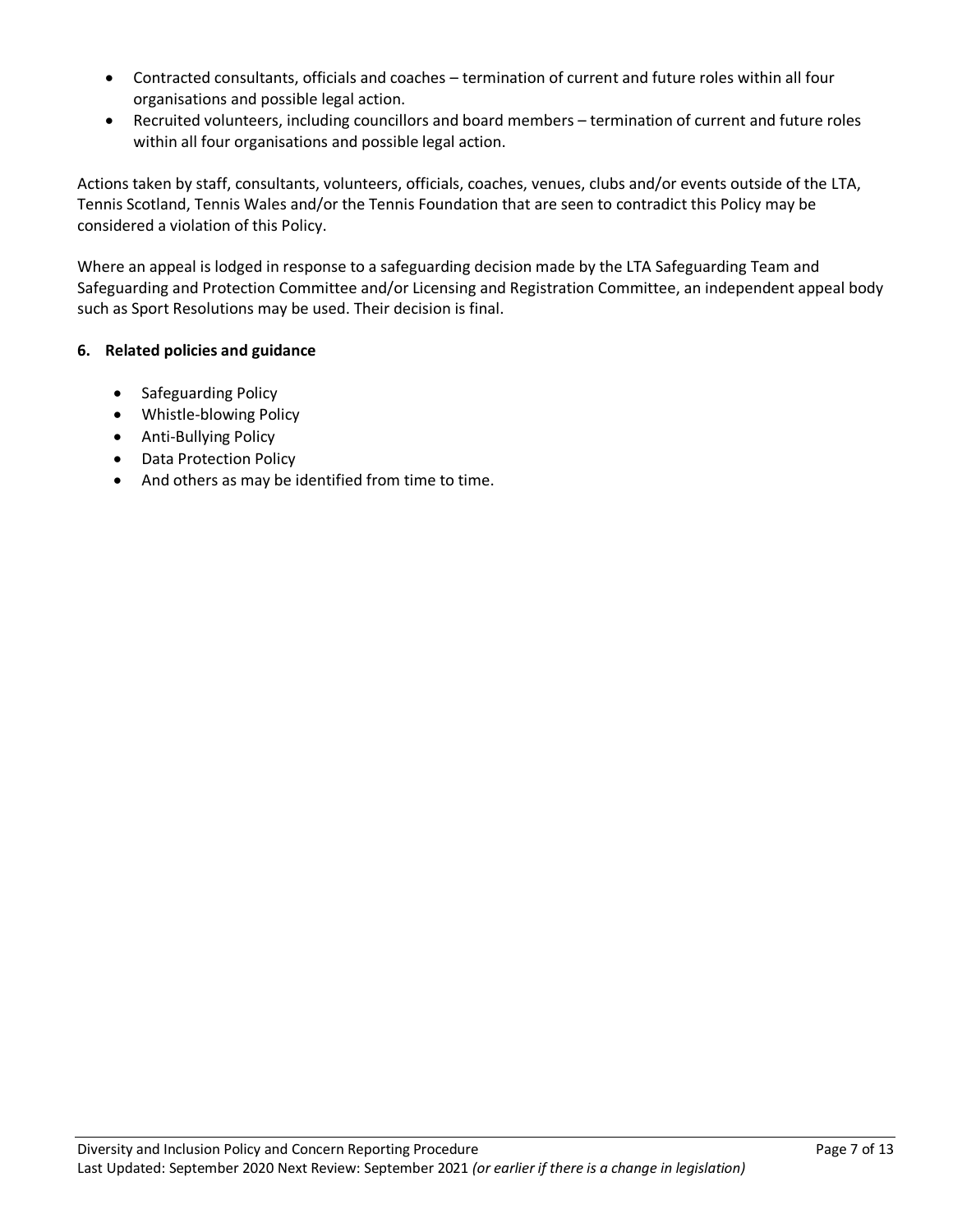- Contracted consultants, officials and coaches – termination of current and future roles within all four organisations and possible legal action.
- Recruited volunteers, including councillors and board members – termination of current and future roles within all four organisations and possible legal action.

Actions taken by staff, consultants, volunteers, officials, coaches, venues, clubs and/or events outside of the LTA, Tennis Scotland, Tennis Wales and/or the Tennis Foundation that are seen to contradict this Policy may be considered a violation of this Policy.

Where an appeal is lodged in response to a safeguarding decision made by the LTA Safeguarding Team and Safeguarding and Protection Committee and/or Licensing and Registration Committee, an independent appeal body such as Sport Resolutions may be used. Their decision is final.

**6. Related policies and guidance**

- Safeguarding Policy
- Whistle-blowing Policy
- Anti-Bullying Policy
- Data Protection Policy
- And others as may be identified from time to time.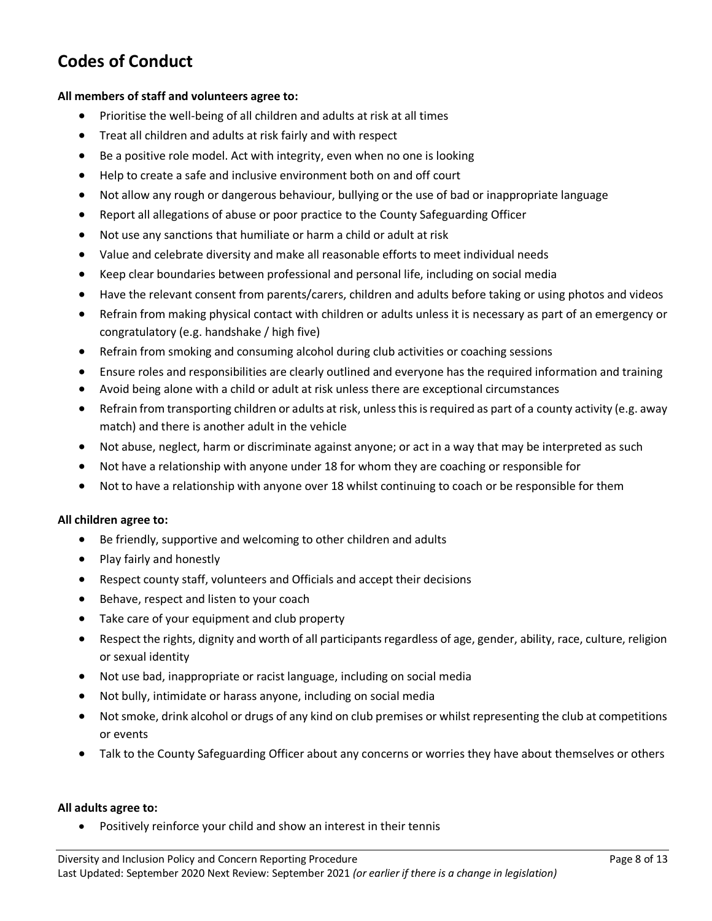## Codes of Conduct

**All members of staff and volunteers agree to:**

- Prioritise the well-being of all children and adults at risk at all times
- Treat all children and adults at risk fairly and with respect
- Be a positive role model. Act with integrity, even when no one is looking
- Help to create a safe and inclusive environment both on and off court
- Not allow any rough or dangerous behaviour, bullying or the use of bad or inappropriate language
- Report all allegations of abuse or poor practice to the County Safeguarding Officer
- Not use any sanctions that humiliate or harm a child or adult at risk
- Value and celebrate diversity and make all reasonable efforts to meet individual needs
- Keep clear boundaries between professional and personal life, including on social media
- Have the relevant consent from parents/carers, children and adults before taking or using photos and videos
- Refrain from making physical contact with children or adults unless it is necessary as part of an emergency or congratulatory (e.g. handshake / high five)
- Refrain from smoking and consuming alcohol during club activities or coaching sessions
- Ensure roles and responsibilities are clearly outlined and everyone has the required information and training
- Avoid being alone with a child or adult at risk unless there are exceptional circumstances
- Refrain from transporting children or adults at risk, unless this is required as part of a county activity (e.g. away match) and there is another adult in the vehicle
- Not abuse, neglect, harm or discriminate against anyone; or act in a way that may be interpreted as such
- Not have a relationship with anyone under 18 for whom they are coaching or responsible for
- Not to have a relationship with anyone over 18 whilst continuing to coach or be responsible for them

**All children agree to:**

- Be friendly, supportive and welcoming to other children and adults
- Play fairly and honestly
- Respect county staff, volunteers and Officials and accept their decisions
- Behave, respect and listen to your coach
- Take care of your equipment and club property
- Respect the rights, dignity and worth of all participants regardless of age, gender, ability, race, culture, religion or sexual identity
- Not use bad, inappropriate or racist language, including on social media
- Not bully, intimidate or harass anyone, including on social media
- Not smoke, drink alcohol or drugs of any kind on club premises or whilst representing the club at competitions or events
- Talk to the County Safeguarding Officer about any concerns or worries they have about themselves or others

**All adults agree to:**

- Positively reinforce your child and show an interest in their tennis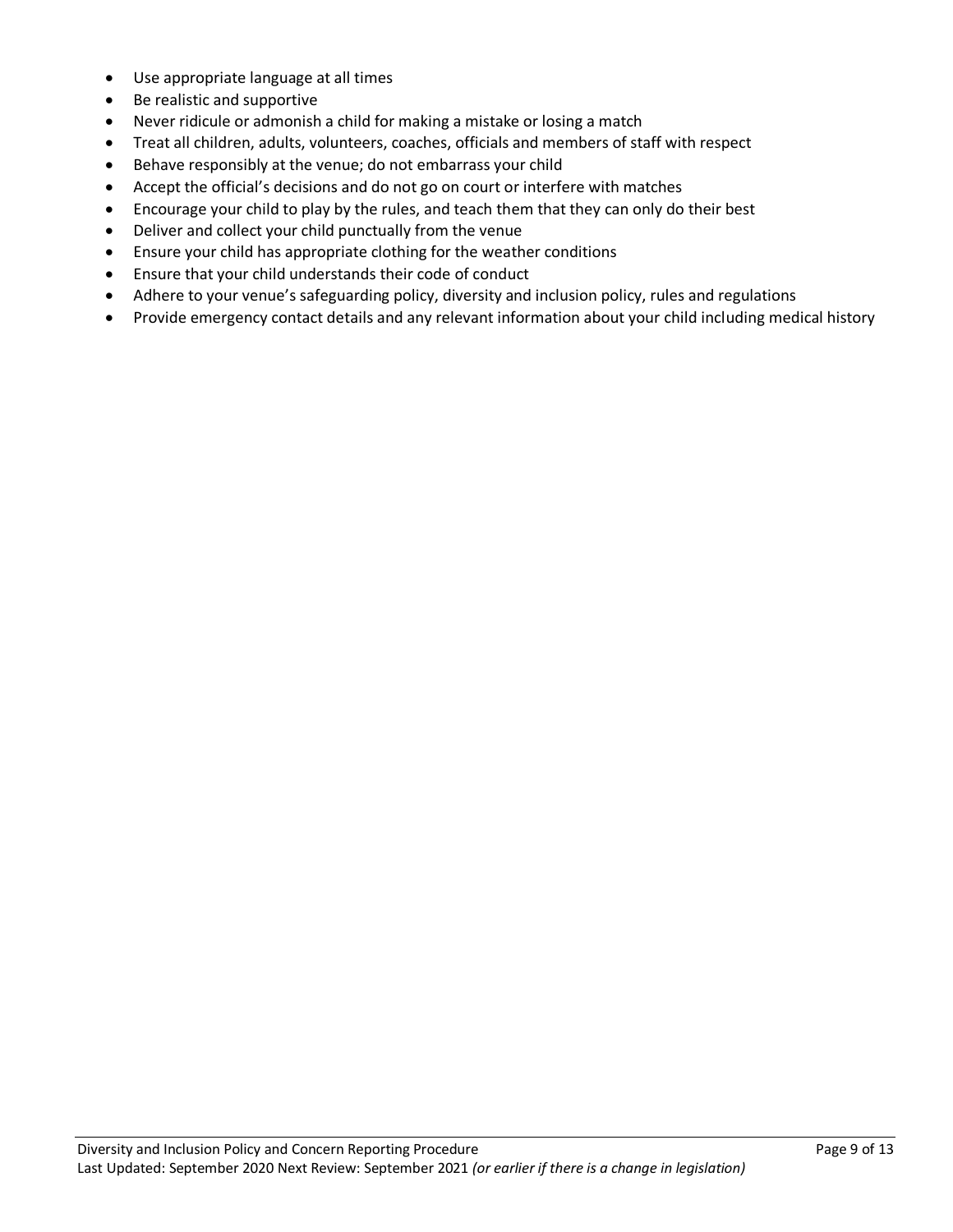- Use appropriate language at all times
- Be realistic and supportive
- Never ridicule or admonish a child for making a mistake or losing a match
- Treat all children, adults, volunteers, coaches, officials and members of staff with respect
- Behave responsibly at the venue; do not embarrass your child
- Accept the official's decisions and do not go on court or interfere with matches
- Encourage your child to play by the rules, and teach them that they can only do their best
- Deliver and collect your child punctually from the venue
- Ensure your child has appropriate clothing for the weather conditions
- Ensure that your child understands their code of conduct
- Adhere to your venue's safeguarding policy, diversity and inclusion policy, rules and regulations
- Provide emergency contact details and any relevant information about your child including medical history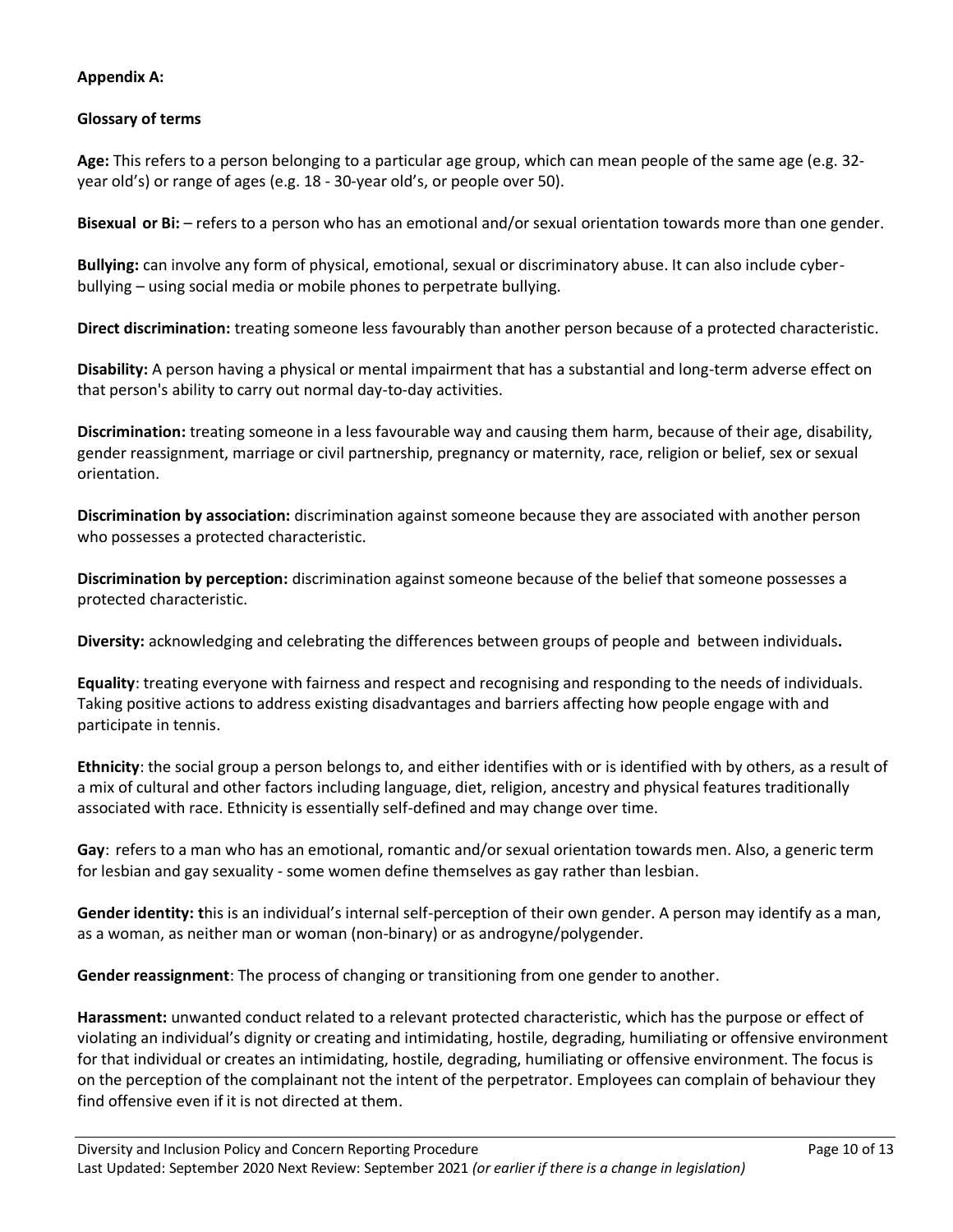**Appendix A:**

**Glossary of terms**

**Age:** This refers to a person belonging to a particular age group, which can mean people of the same age (e.g. 32-year old's) or range of ages (e.g. 18 - 30-year old's, or people over 50).

**Bisexual or Bi:** – refers to a person who has an emotional and/or sexual orientation towards more than one gender.

**Bullying:** can involve any form of physical, emotional, sexual or discriminatory abuse. It can also include cyber-bullying – using social media or mobile phones to perpetrate bullying.

**Direct discrimination:** treating someone less favourably than another person because of a protected characteristic.

**Disability:** A person having a physical or mental impairment that has a substantial and long-term adverse effect on that person's ability to carry out normal day-to-day activities.

**Discrimination:** treating someone in a less favourable way and causing them harm, because of their age, disability, gender reassignment, marriage or civil partnership, pregnancy or maternity, race, religion or belief, sex or sexual orientation.

**Discrimination by association:** discrimination against someone because they are associated with another person who possesses a protected characteristic.

**Discrimination by perception:** discrimination against someone because of the belief that someone possesses a protected characteristic.

**Diversity:** acknowledging and celebrating the differences between groups of people and between individuals**.**

**Equality**: treating everyone with fairness and respect and recognising and responding to the needs of individuals. Taking positive actions to address existing disadvantages and barriers affecting how people engage with and participate in tennis.

**Ethnicity**: the social group a person belongs to, and either identifies with or is identified with by others, as a result of a mix of cultural and other factors including language, diet, religion, ancestry and physical features traditionally associated with race. Ethnicity is essentially self-defined and may change over time.

**Gay**: refers to a man who has an emotional, romantic and/or sexual orientation towards men. Also, a generic term for lesbian and gay sexuality - some women define themselves as gay rather than lesbian.

**Gender identity: t**his is an individual's internal self-perception of their own gender. A person may identify as a man, as a woman, as neither man or woman (non-binary) or as androgyne/polygender.

**Gender reassignment**: The process of changing or transitioning from one gender to another.

**Harassment:** unwanted conduct related to a relevant protected characteristic, which has the purpose or effect of violating an individual's dignity or creating and intimidating, hostile, degrading, humiliating or offensive environment for that individual or creates an intimidating, hostile, degrading, humiliating or offensive environment. The focus is on the perception of the complainant not the intent of the perpetrator. Employees can complain of behaviour they find offensive even if it is not directed at them.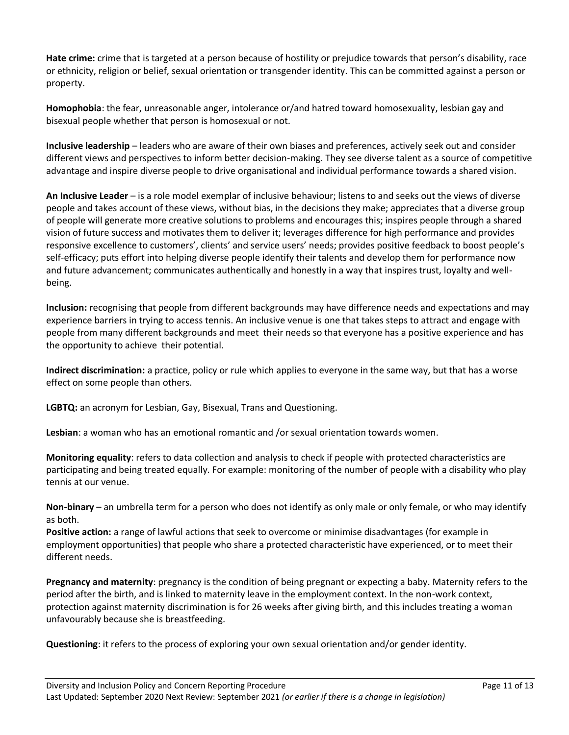**Hate crime:** crime that is targeted at a person because of hostility or prejudice towards that person's disability, race or ethnicity, religion or belief, sexual orientation or transgender identity. This can be committed against a person or property.

**Homophobia**: the fear, unreasonable anger, intolerance or/and hatred toward homosexuality, lesbian gay and bisexual people whether that person is homosexual or not.

**Inclusive leadership** – leaders who are aware of their own biases and preferences, actively seek out and consider different views and perspectives to inform better decision-making. They see diverse talent as a source of competitive advantage and inspire diverse people to drive organisational and individual performance towards a shared vision.

**An Inclusive Leader** – is a role model exemplar of inclusive behaviour; listens to and seeks out the views of diverse people and takes account of these views, without bias, in the decisions they make; appreciates that a diverse group of people will generate more creative solutions to problems and encourages this; inspires people through a shared vision of future success and motivates them to deliver it; leverages difference for high performance and provides responsive excellence to customers', clients' and service users' needs; provides positive feedback to boost people's self-efficacy; puts effort into helping diverse people identify their talents and develop them for performance now and future advancement; communicates authentically and honestly in a way that inspires trust, loyalty and well-being.

**Inclusion:** recognising that people from different backgrounds may have difference needs and expectations and may experience barriers in trying to access tennis. An inclusive venue is one that takes steps to attract and engage with people from many different backgrounds and meet their needs so that everyone has a positive experience and has the opportunity to achieve their potential.

**Indirect discrimination:** a practice, policy or rule which applies to everyone in the same way, but that has a worse effect on some people than others.

**LGBTQ:** an acronym for Lesbian, Gay, Bisexual, Trans and Questioning.

**Lesbian**: a woman who has an emotional romantic and /or sexual orientation towards women.

**Monitoring equality**: refers to data collection and analysis to check if people with protected characteristics are participating and being treated equally. For example: monitoring of the number of people with a disability who play tennis at our venue.

**Non-binary** – an umbrella term for a person who does not identify as only male or only female, or who may identify as both.

**Positive action:** a range of lawful actions that seek to overcome or minimise disadvantages (for example in employment opportunities) that people who share a protected characteristic have experienced, or to meet their different needs.

**Pregnancy and maternity**: pregnancy is the condition of being pregnant or expecting a baby. Maternity refers to the period after the birth, and is linked to maternity leave in the employment context. In the non-work context, protection against maternity discrimination is for 26 weeks after giving birth, and this includes treating a woman unfavourably because she is breastfeeding.

**Questioning**: it refers to the process of exploring your own sexual orientation and/or gender identity.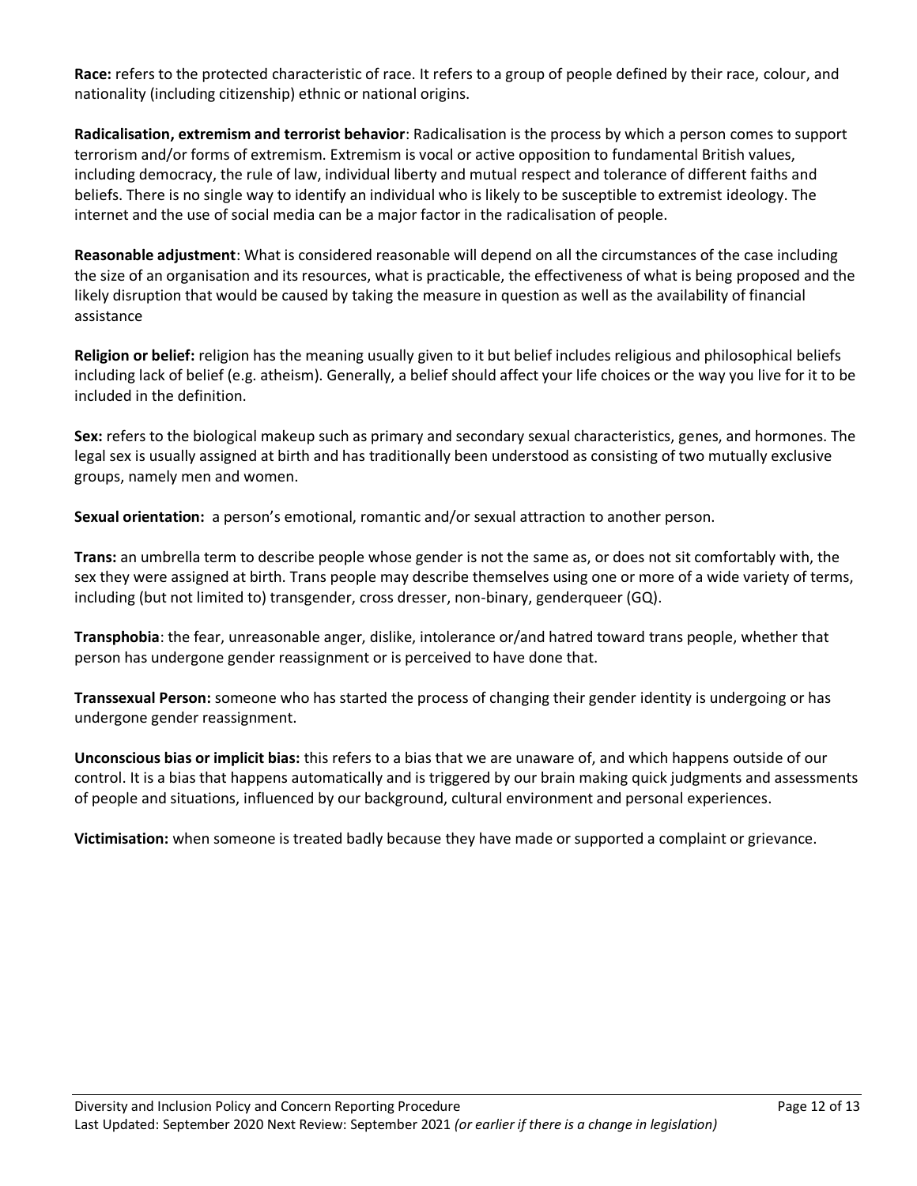**Race:** refers to the protected characteristic of race. It refers to a group of people defined by their race, colour, and nationality (including citizenship) ethnic or national origins.

**Radicalisation, extremism and terrorist behavior**: Radicalisation is the process by which a person comes to support terrorism and/or forms of extremism. Extremism is vocal or active opposition to fundamental British values, including democracy, the rule of law, individual liberty and mutual respect and tolerance of different faiths and beliefs. There is no single way to identify an individual who is likely to be susceptible to extremist ideology. The internet and the use of social media can be a major factor in the radicalisation of people.

**Reasonable adjustment**: What is considered reasonable will depend on all the circumstances of the case including the size of an organisation and its resources, what is practicable, the effectiveness of what is being proposed and the likely disruption that would be caused by taking the measure in question as well as the availability of financial assistance

**Religion or belief:** religion has the meaning usually given to it but belief includes religious and philosophical beliefs including lack of belief (e.g. atheism). Generally, a belief should affect your life choices or the way you live for it to be included in the definition.

**Sex:** refers to the biological makeup such as primary and secondary sexual characteristics, genes, and hormones. The legal sex is usually assigned at birth and has traditionally been understood as consisting of two mutually exclusive groups, namely men and women.

**Sexual orientation:** a person's emotional, romantic and/or sexual attraction to another person.

**Trans:** an umbrella term to describe people whose gender is not the same as, or does not sit comfortably with, the sex they were assigned at birth. Trans people may describe themselves using one or more of a wide variety of terms, including (but not limited to) transgender, cross dresser, non-binary, genderqueer (GQ).

**Transphobia**: the fear, unreasonable anger, dislike, intolerance or/and hatred toward trans people, whether that person has undergone gender reassignment or is perceived to have done that.

**Transsexual Person:** someone who has started the process of changing their gender identity is undergoing or has undergone gender reassignment.

**Unconscious bias or implicit bias:** this refers to a bias that we are unaware of, and which happens outside of our control. It is a bias that happens automatically and is triggered by our brain making quick judgments and assessments of people and situations, influenced by our background, cultural environment and personal experiences.

**Victimisation:** when someone is treated badly because they have made or supported a complaint or grievance.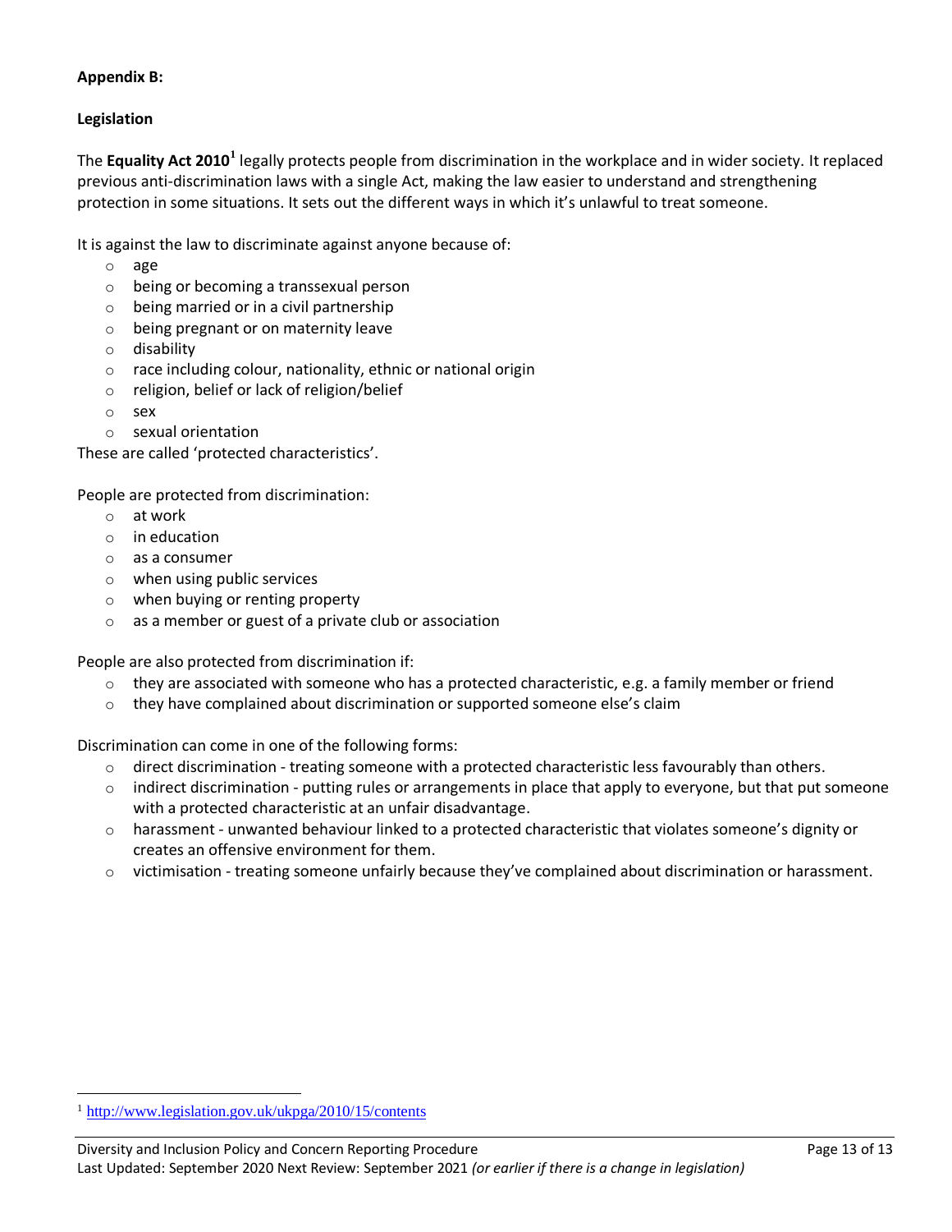**Appendix B:**

**Legislation**

The **Equality Act 2010**[1] legally protects people from discrimination in the workplace and in wider society. It replaced previous anti-discrimination laws with a single Act, making the law easier to understand and strengthening protection in some situations. It sets out the different ways in which it's unlawful to treat someone.

It is against the law to discriminate against anyone because of:

- age
- being or becoming a transsexual person
- being married or in a civil partnership
- being pregnant or on maternity leave
- disability
- race including colour, nationality, ethnic or national origin
- religion, belief or lack of religion/belief
- sex
- sexual orientation

These are called 'protected characteristics'.

People are protected from discrimination:

- at work
- in education
- as a consumer
- when using public services
- when buying or renting property
- as a member or guest of a private club or association

People are also protected from discrimination if:

- they are associated with someone who has a protected characteristic, e.g. a family member or friend
- they have complained about discrimination or supported someone else's claim

Discrimination can come in one of the following forms:

- direct discrimination - treating someone with a protected characteristic less favourably than others.
- indirect discrimination - putting rules or arrangements in place that apply to everyone, but that put someone with a protected characteristic at an unfair disadvantage.
- harassment - unwanted behaviour linked to a protected characteristic that violates someone's dignity or creates an offensive environment for them.
- victimisation - treating someone unfairly because they've complained about discrimination or harassment.

[1] http://www.legislation.gov.uk/ukpga/2010/15/contents